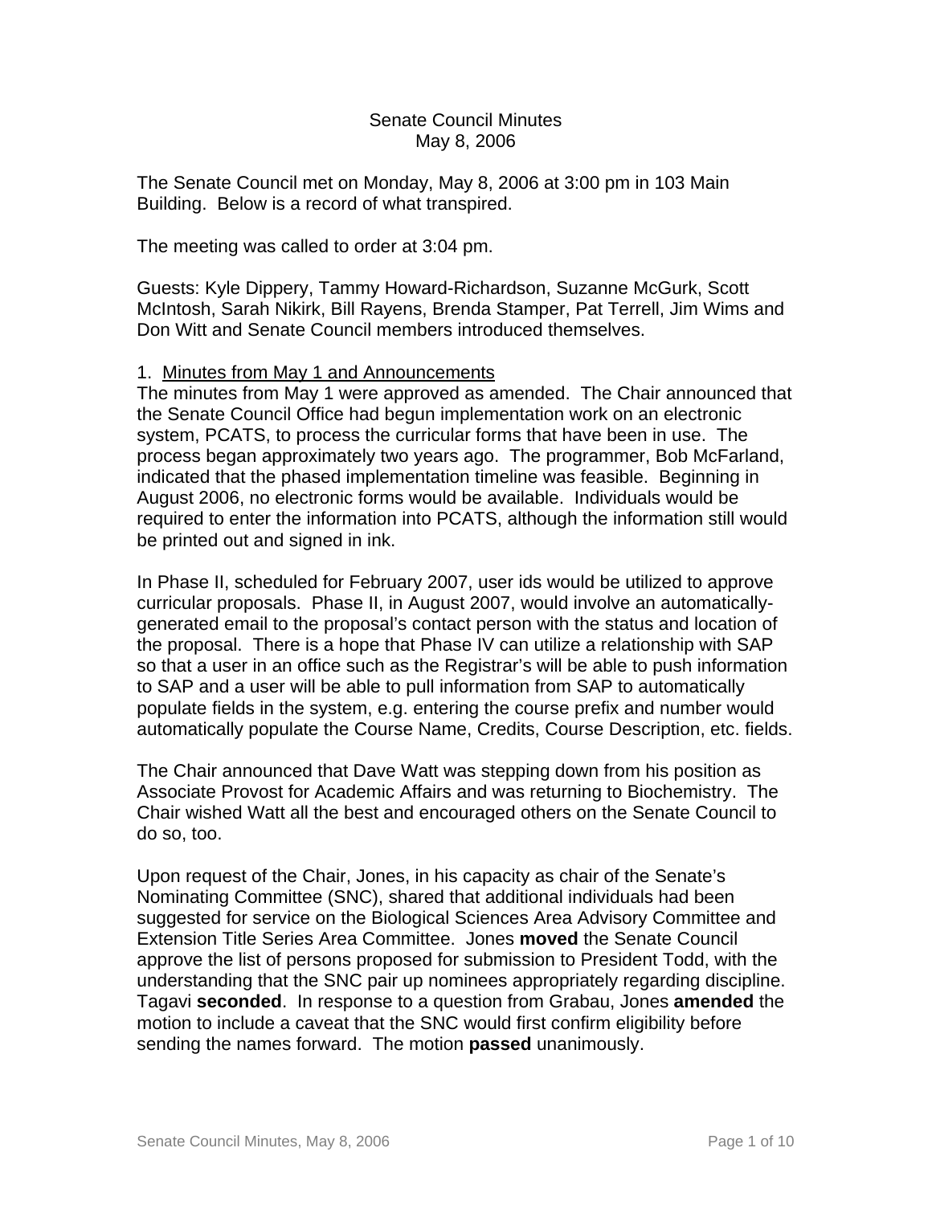Senate Council Minutes
May 8, 2006

The Senate Council met on Monday, May 8, 2006 at 3:00 pm in 103 Main Building. Below is a record of what transpired.

The meeting was called to order at 3:04 pm.

Guests: Kyle Dippery, Tammy Howard-Richardson, Suzanne McGurk, Scott McIntosh, Sarah Nikirk, Bill Rayens, Brenda Stamper, Pat Terrell, Jim Wims and Don Witt and Senate Council members introduced themselves.

1. Minutes from May 1 and Announcements

The minutes from May 1 were approved as amended. The Chair announced that the Senate Council Office had begun implementation work on an electronic system, PCATS, to process the curricular forms that have been in use. The process began approximately two years ago. The programmer, Bob McFarland, indicated that the phased implementation timeline was feasible. Beginning in August 2006, no electronic forms would be available. Individuals would be required to enter the information into PCATS, although the information still would be printed out and signed in ink.

In Phase II, scheduled for February 2007, user ids would be utilized to approve curricular proposals. Phase II, in August 2007, would involve an automatically-generated email to the proposal's contact person with the status and location of the proposal. There is a hope that Phase IV can utilize a relationship with SAP so that a user in an office such as the Registrar's will be able to push information to SAP and a user will be able to pull information from SAP to automatically populate fields in the system, e.g. entering the course prefix and number would automatically populate the Course Name, Credits, Course Description, etc. fields.

The Chair announced that Dave Watt was stepping down from his position as Associate Provost for Academic Affairs and was returning to Biochemistry. The Chair wished Watt all the best and encouraged others on the Senate Council to do so, too.

Upon request of the Chair, Jones, in his capacity as chair of the Senate's Nominating Committee (SNC), shared that additional individuals had been suggested for service on the Biological Sciences Area Advisory Committee and Extension Title Series Area Committee. Jones **moved** the Senate Council approve the list of persons proposed for submission to President Todd, with the understanding that the SNC pair up nominees appropriately regarding discipline. Tagavi **seconded**. In response to a question from Grabau, Jones **amended** the motion to include a caveat that the SNC would first confirm eligibility before sending the names forward. The motion **passed** unanimously.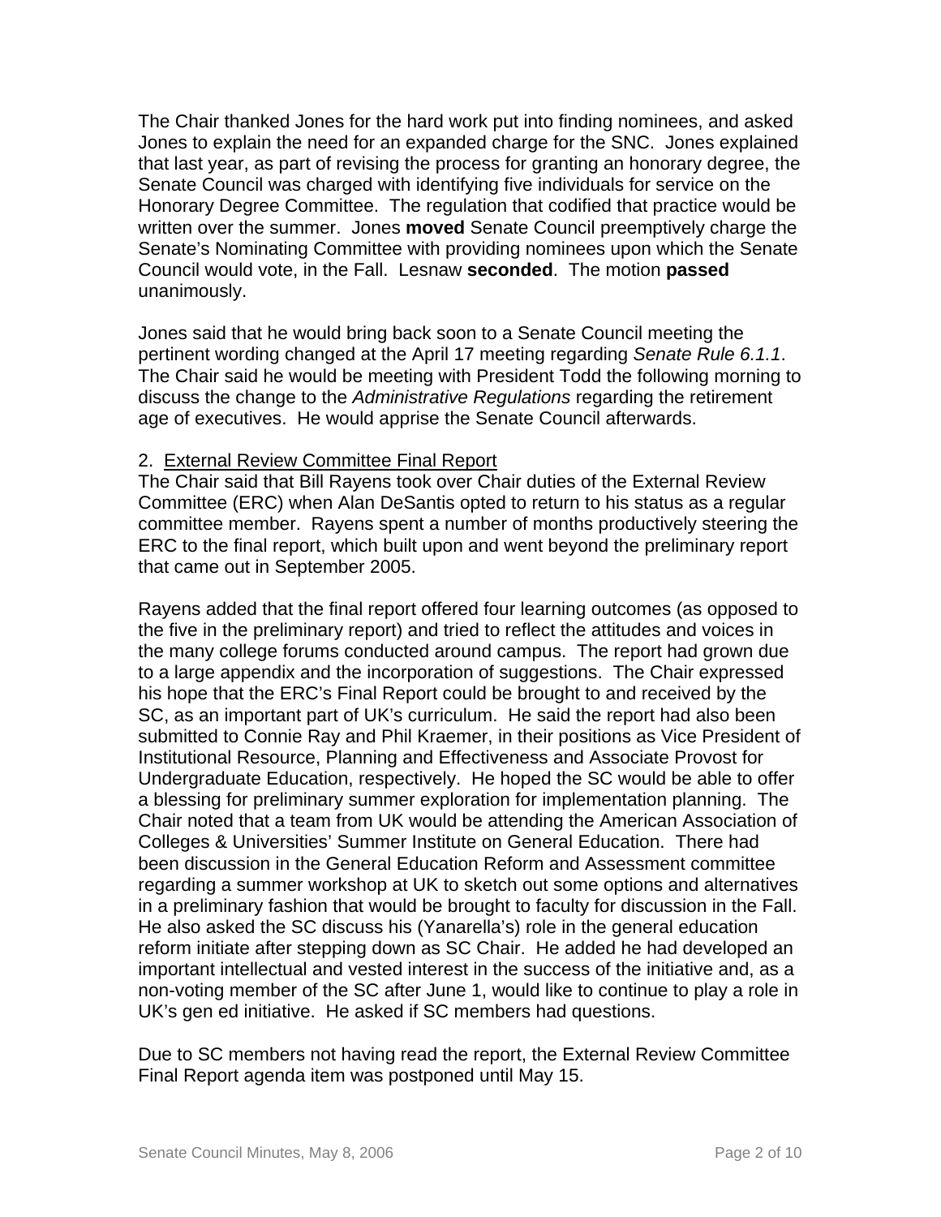The Chair thanked Jones for the hard work put into finding nominees, and asked Jones to explain the need for an expanded charge for the SNC. Jones explained that last year, as part of revising the process for granting an honorary degree, the Senate Council was charged with identifying five individuals for service on the Honorary Degree Committee. The regulation that codified that practice would be written over the summer. Jones **moved** Senate Council preemptively charge the Senate's Nominating Committee with providing nominees upon which the Senate Council would vote, in the Fall. Lesnaw **seconded**. The motion **passed** unanimously.

Jones said that he would bring back soon to a Senate Council meeting the pertinent wording changed at the April 17 meeting regarding *Senate Rule 6.1.1*. The Chair said he would be meeting with President Todd the following morning to discuss the change to the *Administrative Regulations* regarding the retirement age of executives. He would apprise the Senate Council afterwards.

2. <u>External Review Committee Final Report</u>

The Chair said that Bill Rayens took over Chair duties of the External Review Committee (ERC) when Alan DeSantis opted to return to his status as a regular committee member. Rayens spent a number of months productively steering the ERC to the final report, which built upon and went beyond the preliminary report that came out in September 2005.

Rayens added that the final report offered four learning outcomes (as opposed to the five in the preliminary report) and tried to reflect the attitudes and voices in the many college forums conducted around campus. The report had grown due to a large appendix and the incorporation of suggestions. The Chair expressed his hope that the ERC's Final Report could be brought to and received by the SC, as an important part of UK's curriculum. He said the report had also been submitted to Connie Ray and Phil Kraemer, in their positions as Vice President of Institutional Resource, Planning and Effectiveness and Associate Provost for Undergraduate Education, respectively. He hoped the SC would be able to offer a blessing for preliminary summer exploration for implementation planning. The Chair noted that a team from UK would be attending the American Association of Colleges & Universities' Summer Institute on General Education. There had been discussion in the General Education Reform and Assessment committee regarding a summer workshop at UK to sketch out some options and alternatives in a preliminary fashion that would be brought to faculty for discussion in the Fall. He also asked the SC discuss his (Yanarella's) role in the general education reform initiate after stepping down as SC Chair. He added he had developed an important intellectual and vested interest in the success of the initiative and, as a non-voting member of the SC after June 1, would like to continue to play a role in UK's gen ed initiative. He asked if SC members had questions.

Due to SC members not having read the report, the External Review Committee Final Report agenda item was postponed until May 15.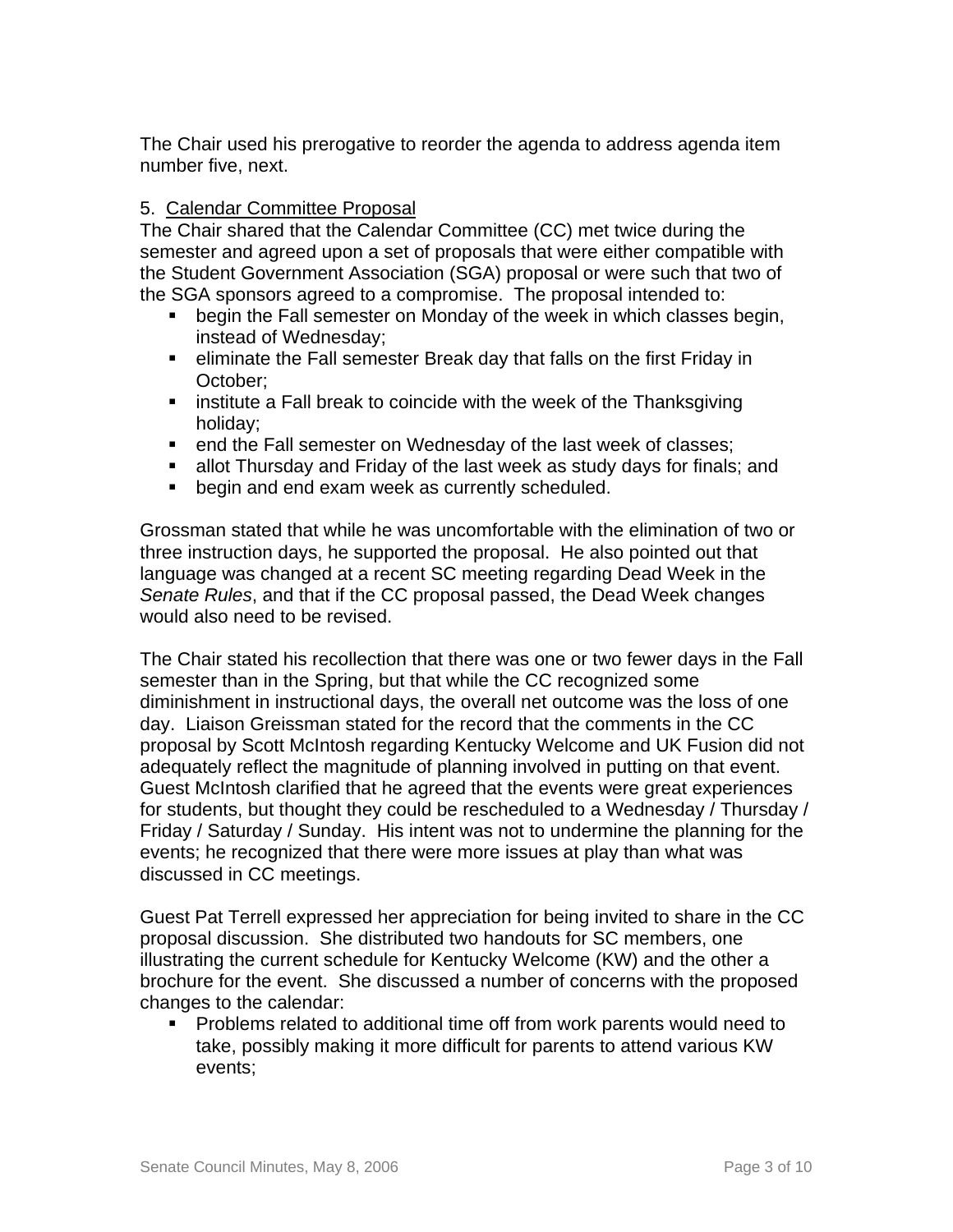The Chair used his prerogative to reorder the agenda to address agenda item number five, next.

5. Calendar Committee Proposal

The Chair shared that the Calendar Committee (CC) met twice during the semester and agreed upon a set of proposals that were either compatible with the Student Government Association (SGA) proposal or were such that two of the SGA sponsors agreed to a compromise. The proposal intended to:

- begin the Fall semester on Monday of the week in which classes begin, instead of Wednesday;
- eliminate the Fall semester Break day that falls on the first Friday in October;
- institute a Fall break to coincide with the week of the Thanksgiving holiday;
- end the Fall semester on Wednesday of the last week of classes;
- allot Thursday and Friday of the last week as study days for finals; and
- begin and end exam week as currently scheduled.

Grossman stated that while he was uncomfortable with the elimination of two or three instruction days, he supported the proposal. He also pointed out that language was changed at a recent SC meeting regarding Dead Week in the *Senate Rules*, and that if the CC proposal passed, the Dead Week changes would also need to be revised.

The Chair stated his recollection that there was one or two fewer days in the Fall semester than in the Spring, but that while the CC recognized some diminishment in instructional days, the overall net outcome was the loss of one day. Liaison Greissman stated for the record that the comments in the CC proposal by Scott McIntosh regarding Kentucky Welcome and UK Fusion did not adequately reflect the magnitude of planning involved in putting on that event. Guest McIntosh clarified that he agreed that the events were great experiences for students, but thought they could be rescheduled to a Wednesday / Thursday / Friday / Saturday / Sunday. His intent was not to undermine the planning for the events; he recognized that there were more issues at play than what was discussed in CC meetings.

Guest Pat Terrell expressed her appreciation for being invited to share in the CC proposal discussion. She distributed two handouts for SC members, one illustrating the current schedule for Kentucky Welcome (KW) and the other a brochure for the event. She discussed a number of concerns with the proposed changes to the calendar:

- Problems related to additional time off from work parents would need to take, possibly making it more difficult for parents to attend various KW events;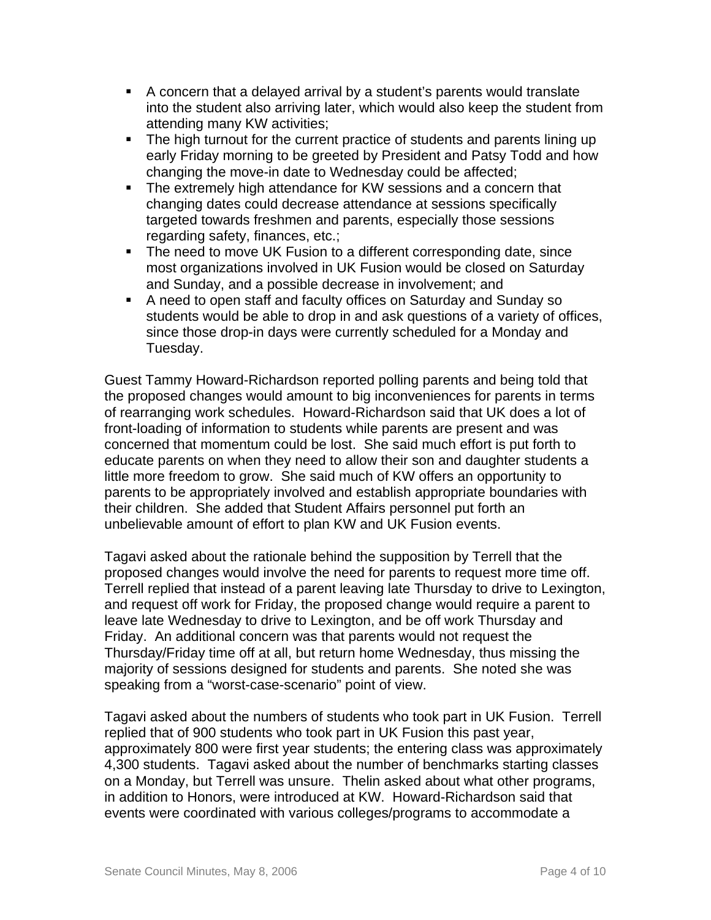- A concern that a delayed arrival by a student's parents would translate into the student also arriving later, which would also keep the student from attending many KW activities;
- The high turnout for the current practice of students and parents lining up early Friday morning to be greeted by President and Patsy Todd and how changing the move-in date to Wednesday could be affected;
- The extremely high attendance for KW sessions and a concern that changing dates could decrease attendance at sessions specifically targeted towards freshmen and parents, especially those sessions regarding safety, finances, etc.;
- The need to move UK Fusion to a different corresponding date, since most organizations involved in UK Fusion would be closed on Saturday and Sunday, and a possible decrease in involvement; and
- A need to open staff and faculty offices on Saturday and Sunday so students would be able to drop in and ask questions of a variety of offices, since those drop-in days were currently scheduled for a Monday and Tuesday.

Guest Tammy Howard-Richardson reported polling parents and being told that the proposed changes would amount to big inconveniences for parents in terms of rearranging work schedules. Howard-Richardson said that UK does a lot of front-loading of information to students while parents are present and was concerned that momentum could be lost. She said much effort is put forth to educate parents on when they need to allow their son and daughter students a little more freedom to grow. She said much of KW offers an opportunity to parents to be appropriately involved and establish appropriate boundaries with their children. She added that Student Affairs personnel put forth an unbelievable amount of effort to plan KW and UK Fusion events.

Tagavi asked about the rationale behind the supposition by Terrell that the proposed changes would involve the need for parents to request more time off. Terrell replied that instead of a parent leaving late Thursday to drive to Lexington, and request off work for Friday, the proposed change would require a parent to leave late Wednesday to drive to Lexington, and be off work Thursday and Friday. An additional concern was that parents would not request the Thursday/Friday time off at all, but return home Wednesday, thus missing the majority of sessions designed for students and parents. She noted she was speaking from a "worst-case-scenario" point of view.

Tagavi asked about the numbers of students who took part in UK Fusion. Terrell replied that of 900 students who took part in UK Fusion this past year, approximately 800 were first year students; the entering class was approximately 4,300 students. Tagavi asked about the number of benchmarks starting classes on a Monday, but Terrell was unsure. Thelin asked about what other programs, in addition to Honors, were introduced at KW. Howard-Richardson said that events were coordinated with various colleges/programs to accommodate a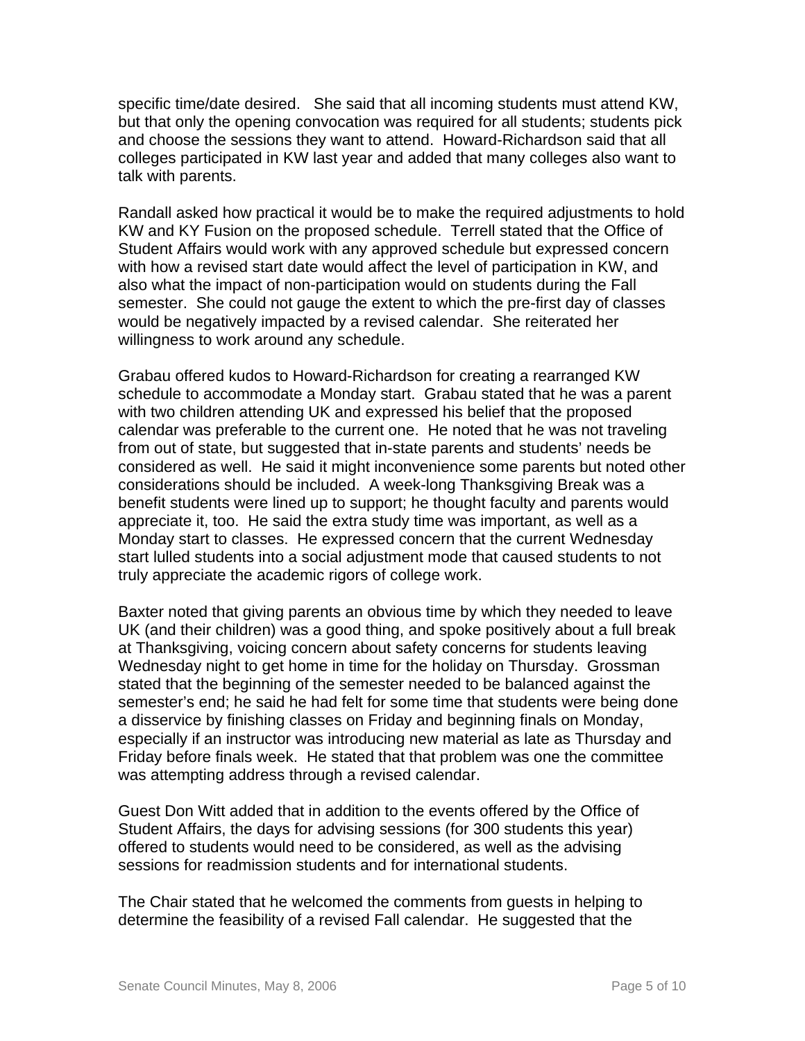specific time/date desired. She said that all incoming students must attend KW, but that only the opening convocation was required for all students; students pick and choose the sessions they want to attend. Howard-Richardson said that all colleges participated in KW last year and added that many colleges also want to talk with parents.

Randall asked how practical it would be to make the required adjustments to hold KW and KY Fusion on the proposed schedule. Terrell stated that the Office of Student Affairs would work with any approved schedule but expressed concern with how a revised start date would affect the level of participation in KW, and also what the impact of non-participation would on students during the Fall semester. She could not gauge the extent to which the pre-first day of classes would be negatively impacted by a revised calendar. She reiterated her willingness to work around any schedule.

Grabau offered kudos to Howard-Richardson for creating a rearranged KW schedule to accommodate a Monday start. Grabau stated that he was a parent with two children attending UK and expressed his belief that the proposed calendar was preferable to the current one. He noted that he was not traveling from out of state, but suggested that in-state parents and students' needs be considered as well. He said it might inconvenience some parents but noted other considerations should be included. A week-long Thanksgiving Break was a benefit students were lined up to support; he thought faculty and parents would appreciate it, too. He said the extra study time was important, as well as a Monday start to classes. He expressed concern that the current Wednesday start lulled students into a social adjustment mode that caused students to not truly appreciate the academic rigors of college work.

Baxter noted that giving parents an obvious time by which they needed to leave UK (and their children) was a good thing, and spoke positively about a full break at Thanksgiving, voicing concern about safety concerns for students leaving Wednesday night to get home in time for the holiday on Thursday. Grossman stated that the beginning of the semester needed to be balanced against the semester's end; he said he had felt for some time that students were being done a disservice by finishing classes on Friday and beginning finals on Monday, especially if an instructor was introducing new material as late as Thursday and Friday before finals week. He stated that that problem was one the committee was attempting address through a revised calendar.

Guest Don Witt added that in addition to the events offered by the Office of Student Affairs, the days for advising sessions (for 300 students this year) offered to students would need to be considered, as well as the advising sessions for readmission students and for international students.

The Chair stated that he welcomed the comments from guests in helping to determine the feasibility of a revised Fall calendar. He suggested that the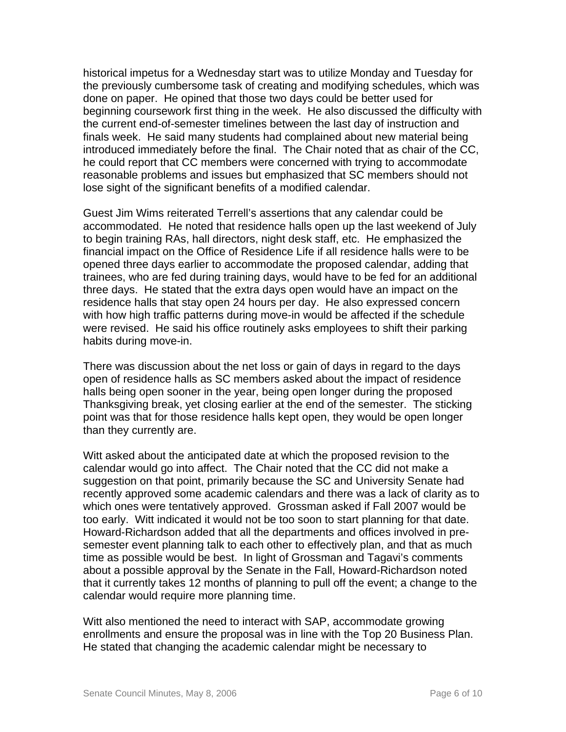historical impetus for a Wednesday start was to utilize Monday and Tuesday for the previously cumbersome task of creating and modifying schedules, which was done on paper. He opined that those two days could be better used for beginning coursework first thing in the week. He also discussed the difficulty with the current end-of-semester timelines between the last day of instruction and finals week. He said many students had complained about new material being introduced immediately before the final. The Chair noted that as chair of the CC, he could report that CC members were concerned with trying to accommodate reasonable problems and issues but emphasized that SC members should not lose sight of the significant benefits of a modified calendar.

Guest Jim Wims reiterated Terrell's assertions that any calendar could be accommodated. He noted that residence halls open up the last weekend of July to begin training RAs, hall directors, night desk staff, etc. He emphasized the financial impact on the Office of Residence Life if all residence halls were to be opened three days earlier to accommodate the proposed calendar, adding that trainees, who are fed during training days, would have to be fed for an additional three days. He stated that the extra days open would have an impact on the residence halls that stay open 24 hours per day. He also expressed concern with how high traffic patterns during move-in would be affected if the schedule were revised. He said his office routinely asks employees to shift their parking habits during move-in.

There was discussion about the net loss or gain of days in regard to the days open of residence halls as SC members asked about the impact of residence halls being open sooner in the year, being open longer during the proposed Thanksgiving break, yet closing earlier at the end of the semester. The sticking point was that for those residence halls kept open, they would be open longer than they currently are.

Witt asked about the anticipated date at which the proposed revision to the calendar would go into affect. The Chair noted that the CC did not make a suggestion on that point, primarily because the SC and University Senate had recently approved some academic calendars and there was a lack of clarity as to which ones were tentatively approved. Grossman asked if Fall 2007 would be too early. Witt indicated it would not be too soon to start planning for that date. Howard-Richardson added that all the departments and offices involved in pre-semester event planning talk to each other to effectively plan, and that as much time as possible would be best. In light of Grossman and Tagavi's comments about a possible approval by the Senate in the Fall, Howard-Richardson noted that it currently takes 12 months of planning to pull off the event; a change to the calendar would require more planning time.

Witt also mentioned the need to interact with SAP, accommodate growing enrollments and ensure the proposal was in line with the Top 20 Business Plan. He stated that changing the academic calendar might be necessary to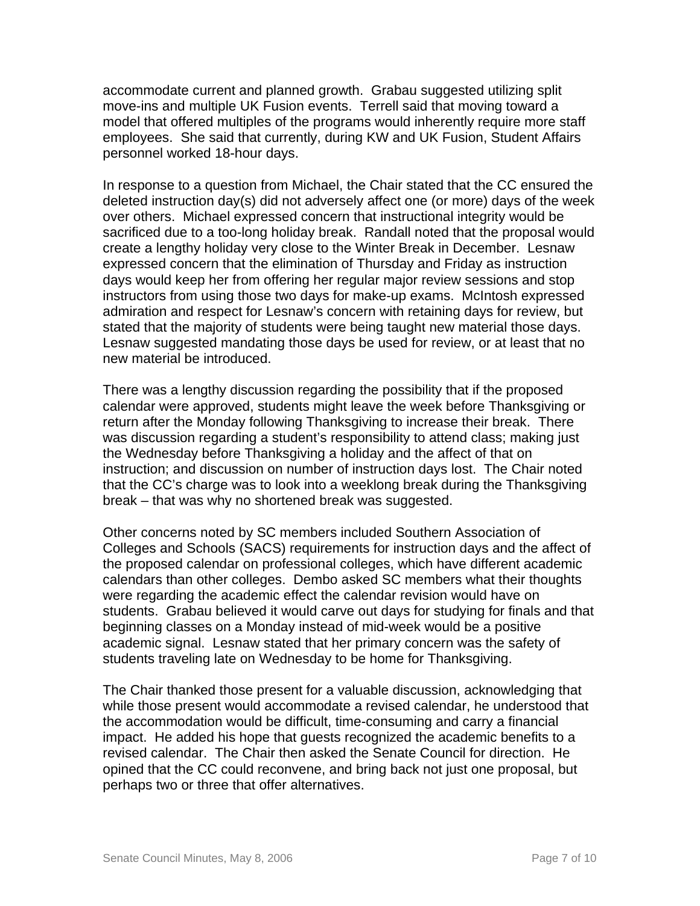accommodate current and planned growth. Grabau suggested utilizing split move-ins and multiple UK Fusion events. Terrell said that moving toward a model that offered multiples of the programs would inherently require more staff employees. She said that currently, during KW and UK Fusion, Student Affairs personnel worked 18-hour days.

In response to a question from Michael, the Chair stated that the CC ensured the deleted instruction day(s) did not adversely affect one (or more) days of the week over others. Michael expressed concern that instructional integrity would be sacrificed due to a too-long holiday break. Randall noted that the proposal would create a lengthy holiday very close to the Winter Break in December. Lesnaw expressed concern that the elimination of Thursday and Friday as instruction days would keep her from offering her regular major review sessions and stop instructors from using those two days for make-up exams. McIntosh expressed admiration and respect for Lesnaw's concern with retaining days for review, but stated that the majority of students were being taught new material those days. Lesnaw suggested mandating those days be used for review, or at least that no new material be introduced.

There was a lengthy discussion regarding the possibility that if the proposed calendar were approved, students might leave the week before Thanksgiving or return after the Monday following Thanksgiving to increase their break. There was discussion regarding a student's responsibility to attend class; making just the Wednesday before Thanksgiving a holiday and the affect of that on instruction; and discussion on number of instruction days lost. The Chair noted that the CC's charge was to look into a weeklong break during the Thanksgiving break – that was why no shortened break was suggested.

Other concerns noted by SC members included Southern Association of Colleges and Schools (SACS) requirements for instruction days and the affect of the proposed calendar on professional colleges, which have different academic calendars than other colleges. Dembo asked SC members what their thoughts were regarding the academic effect the calendar revision would have on students. Grabau believed it would carve out days for studying for finals and that beginning classes on a Monday instead of mid-week would be a positive academic signal. Lesnaw stated that her primary concern was the safety of students traveling late on Wednesday to be home for Thanksgiving.

The Chair thanked those present for a valuable discussion, acknowledging that while those present would accommodate a revised calendar, he understood that the accommodation would be difficult, time-consuming and carry a financial impact. He added his hope that guests recognized the academic benefits to a revised calendar. The Chair then asked the Senate Council for direction. He opined that the CC could reconvene, and bring back not just one proposal, but perhaps two or three that offer alternatives.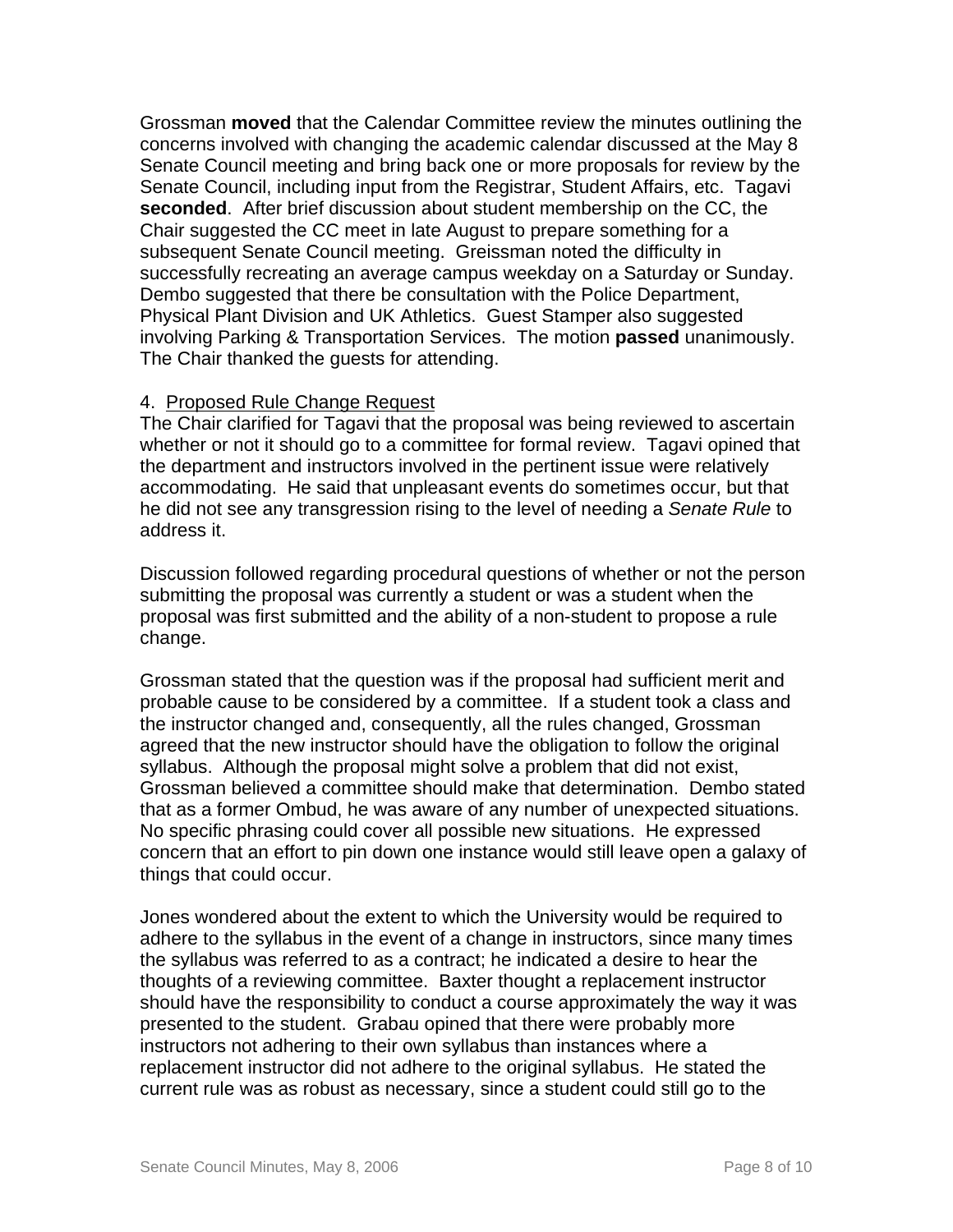Grossman **moved** that the Calendar Committee review the minutes outlining the concerns involved with changing the academic calendar discussed at the May 8 Senate Council meeting and bring back one or more proposals for review by the Senate Council, including input from the Registrar, Student Affairs, etc. Tagavi **seconded**. After brief discussion about student membership on the CC, the Chair suggested the CC meet in late August to prepare something for a subsequent Senate Council meeting. Greissman noted the difficulty in successfully recreating an average campus weekday on a Saturday or Sunday. Dembo suggested that there be consultation with the Police Department, Physical Plant Division and UK Athletics. Guest Stamper also suggested involving Parking & Transportation Services. The motion **passed** unanimously. The Chair thanked the guests for attending.

4. <u>Proposed Rule Change Request</u>

The Chair clarified for Tagavi that the proposal was being reviewed to ascertain whether or not it should go to a committee for formal review. Tagavi opined that the department and instructors involved in the pertinent issue were relatively accommodating. He said that unpleasant events do sometimes occur, but that he did not see any transgression rising to the level of needing a *Senate Rule* to address it.

Discussion followed regarding procedural questions of whether or not the person submitting the proposal was currently a student or was a student when the proposal was first submitted and the ability of a non-student to propose a rule change.

Grossman stated that the question was if the proposal had sufficient merit and probable cause to be considered by a committee. If a student took a class and the instructor changed and, consequently, all the rules changed, Grossman agreed that the new instructor should have the obligation to follow the original syllabus. Although the proposal might solve a problem that did not exist, Grossman believed a committee should make that determination. Dembo stated that as a former Ombud, he was aware of any number of unexpected situations. No specific phrasing could cover all possible new situations. He expressed concern that an effort to pin down one instance would still leave open a galaxy of things that could occur.

Jones wondered about the extent to which the University would be required to adhere to the syllabus in the event of a change in instructors, since many times the syllabus was referred to as a contract; he indicated a desire to hear the thoughts of a reviewing committee. Baxter thought a replacement instructor should have the responsibility to conduct a course approximately the way it was presented to the student. Grabau opined that there were probably more instructors not adhering to their own syllabus than instances where a replacement instructor did not adhere to the original syllabus. He stated the current rule was as robust as necessary, since a student could still go to the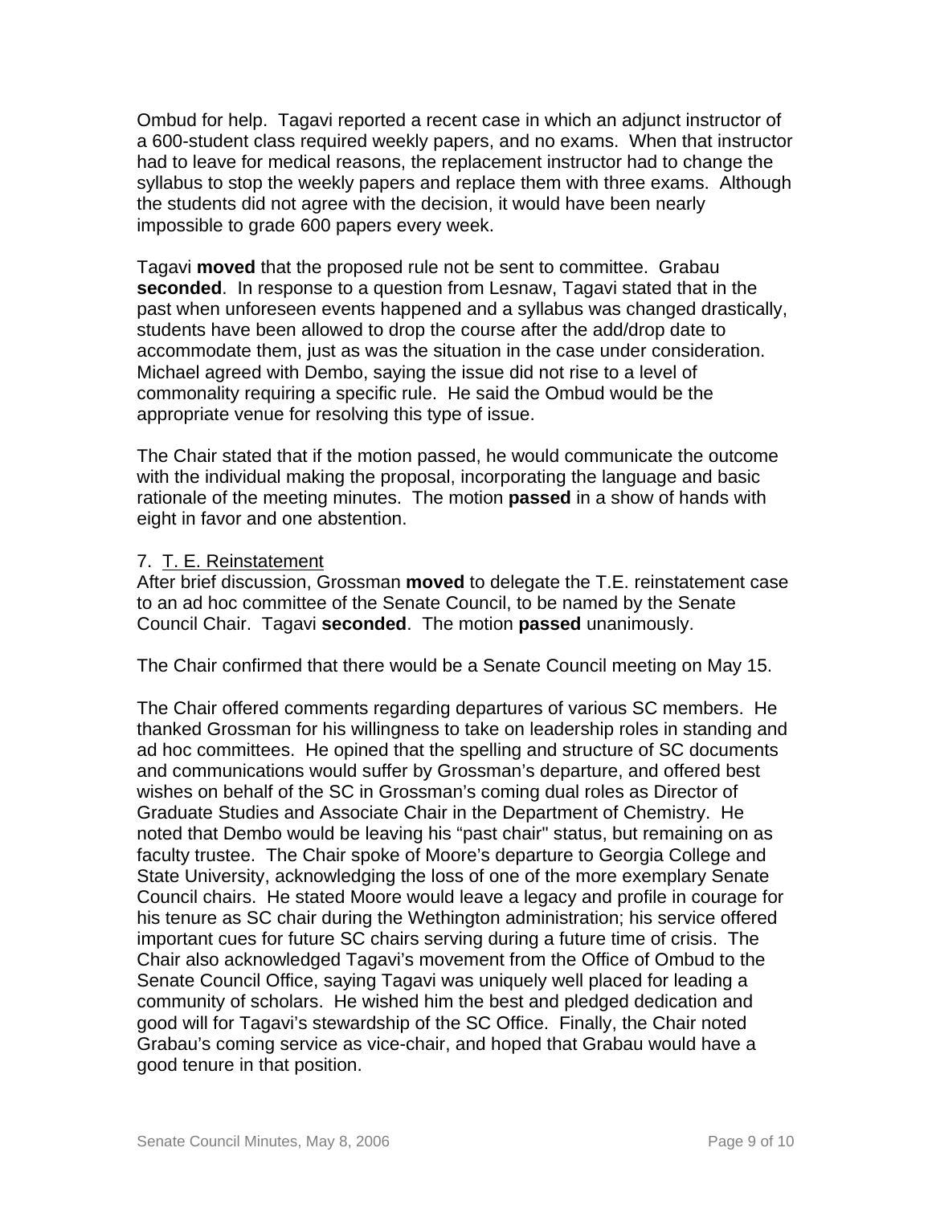Ombud for help. Tagavi reported a recent case in which an adjunct instructor of a 600-student class required weekly papers, and no exams. When that instructor had to leave for medical reasons, the replacement instructor had to change the syllabus to stop the weekly papers and replace them with three exams. Although the students did not agree with the decision, it would have been nearly impossible to grade 600 papers every week.

Tagavi **moved** that the proposed rule not be sent to committee. Grabau **seconded**. In response to a question from Lesnaw, Tagavi stated that in the past when unforeseen events happened and a syllabus was changed drastically, students have been allowed to drop the course after the add/drop date to accommodate them, just as was the situation in the case under consideration. Michael agreed with Dembo, saying the issue did not rise to a level of commonality requiring a specific rule. He said the Ombud would be the appropriate venue for resolving this type of issue.

The Chair stated that if the motion passed, he would communicate the outcome with the individual making the proposal, incorporating the language and basic rationale of the meeting minutes. The motion **passed** in a show of hands with eight in favor and one abstention.

7. T. E. Reinstatement

After brief discussion, Grossman **moved** to delegate the T.E. reinstatement case to an ad hoc committee of the Senate Council, to be named by the Senate Council Chair. Tagavi **seconded**. The motion **passed** unanimously.

The Chair confirmed that there would be a Senate Council meeting on May 15.

The Chair offered comments regarding departures of various SC members. He thanked Grossman for his willingness to take on leadership roles in standing and ad hoc committees. He opined that the spelling and structure of SC documents and communications would suffer by Grossman's departure, and offered best wishes on behalf of the SC in Grossman's coming dual roles as Director of Graduate Studies and Associate Chair in the Department of Chemistry. He noted that Dembo would be leaving his "past chair" status, but remaining on as faculty trustee. The Chair spoke of Moore's departure to Georgia College and State University, acknowledging the loss of one of the more exemplary Senate Council chairs. He stated Moore would leave a legacy and profile in courage for his tenure as SC chair during the Wethington administration; his service offered important cues for future SC chairs serving during a future time of crisis. The Chair also acknowledged Tagavi's movement from the Office of Ombud to the Senate Council Office, saying Tagavi was uniquely well placed for leading a community of scholars. He wished him the best and pledged dedication and good will for Tagavi's stewardship of the SC Office. Finally, the Chair noted Grabau's coming service as vice-chair, and hoped that Grabau would have a good tenure in that position.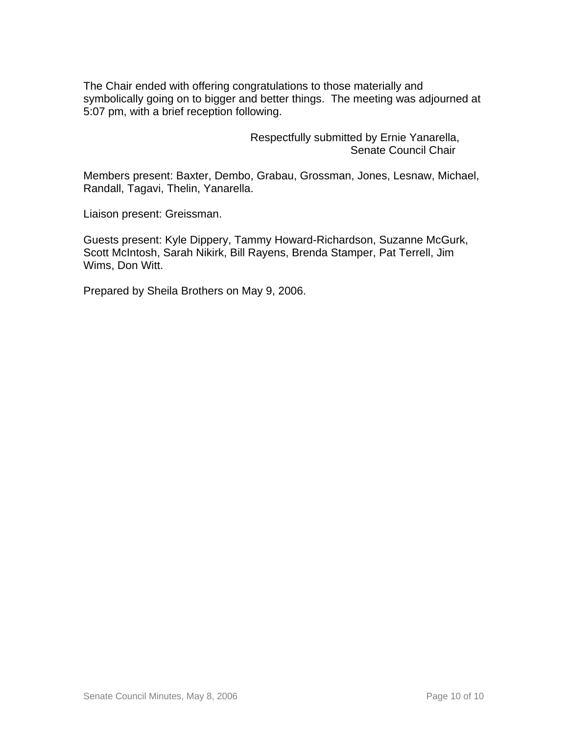The Chair ended with offering congratulations to those materially and symbolically going on to bigger and better things. The meeting was adjourned at 5:07 pm, with a brief reception following.

Respectfully submitted by Ernie Yanarella,
Senate Council Chair

Members present: Baxter, Dembo, Grabau, Grossman, Jones, Lesnaw, Michael, Randall, Tagavi, Thelin, Yanarella.

Liaison present: Greissman.

Guests present: Kyle Dippery, Tammy Howard-Richardson, Suzanne McGurk, Scott McIntosh, Sarah Nikirk, Bill Rayens, Brenda Stamper, Pat Terrell, Jim Wims, Don Witt.

Prepared by Sheila Brothers on May 9, 2006.